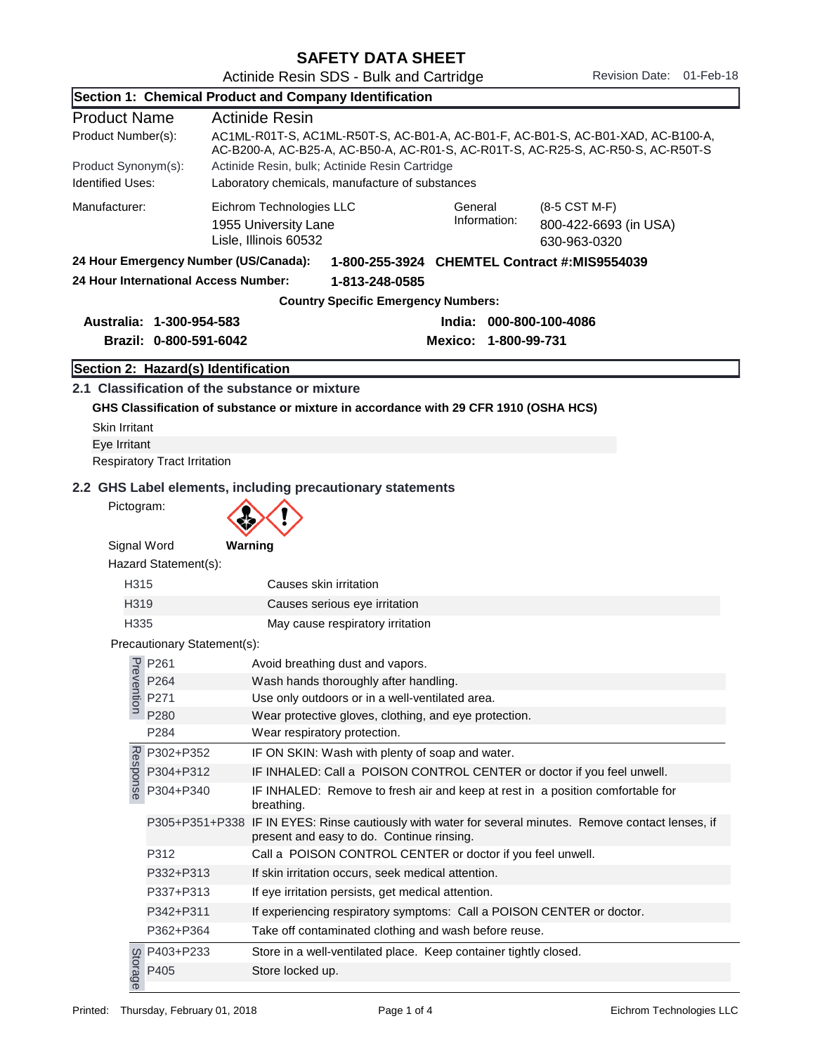# SAFETY DATA SHEET

Actinide Resin SDS - Bulk and Cartridge

Revision Date: 01-Feb-18

## Section 1: Chemical Product and Company Identification

| | |
|---|---|
| **Product Name** | **Actinide Resin** |
| Product Number(s): | AC1ML-R01T-S, AC1ML-R50T-S, AC-B01-A, AC-B01-F, AC-B01-S, AC-B01-XAD, AC-B100-A, AC-B200-A, AC-B25-A, AC-B50-A, AC-R01-S, AC-R01T-S, AC-R25-S, AC-R50-S, AC-R50T-S |
| Product Synonym(s): | Actinide Resin, bulk; Actinide Resin Cartridge |
| Identified Uses: | Laboratory chemicals, manufacture of substances |

| | | | |
|---|---|---|---|
| Manufacturer: | Eichrom Technologies LLC<br>1955 University Lane<br>Lisle, Illinois 60532 | General Information: | (8-5 CST M-F)<br>800-422-6693 (in USA)<br>630-963-0320 |

**24 Hour Emergency Number (US/Canada):** **1-800-255-3924 CHEMTEL Contract #:MIS9554039**

**24 Hour International Access Number:** **1-813-248-0585**

**Country Specific Emergency Numbers:**

| | |
|---|---|
| **Australia: 1-300-954-583** | **India: 000-800-100-4086** |
| **Brazil: 0-800-591-6042** | **Mexico: 1-800-99-731** |

## Section 2: Hazard(s) Identification

### 2.1 Classification of the substance or mixture

**GHS Classification of substance or mixture in accordance with 29 CFR 1910 (OSHA HCS)**

Skin Irritant

Eye Irritant

Respiratory Tract Irritation

### 2.2 GHS Label elements, including precautionary statements

Pictogram:

Signal Word **Warning**

Hazard Statement(s):

| | |
|---|---|
| H315 | Causes skin irritation |
| H319 | Causes serious eye irritation |
| H335 | May cause respiratory irritation |

Precautionary Statement(s):

| | Code | Statement |
|---|---|---|
| Prevention | P261 | Avoid breathing dust and vapors. |
| | P264 | Wash hands thoroughly after handling. |
| | P271 | Use only outdoors or in a well-ventilated area. |
| | P280 | Wear protective gloves, clothing, and eye protection. |
| | P284 | Wear respiratory protection. |
| Response | P302+P352 | IF ON SKIN: Wash with plenty of soap and water. |
| | P304+P312 | IF INHALED: Call a POISON CONTROL CENTER or doctor if you feel unwell. |
| | P304+P340 | IF INHALED: Remove to fresh air and keep at rest in a position comfortable for breathing. |
| | P305+P351+P338 | IF IN EYES: Rinse cautiously with water for several minutes. Remove contact lenses, if present and easy to do. Continue rinsing. |
| | P312 | Call a POISON CONTROL CENTER or doctor if you feel unwell. |
| | P332+P313 | If skin irritation occurs, seek medical attention. |
| | P337+P313 | If eye irritation persists, get medical attention. |
| | P342+P311 | If experiencing respiratory symptoms: Call a POISON CENTER or doctor. |
| | P362+P364 | Take off contaminated clothing and wash before reuse. |
| Storage | P403+P233 | Store in a well-ventilated place. Keep container tightly closed. |
| | P405 | Store locked up. |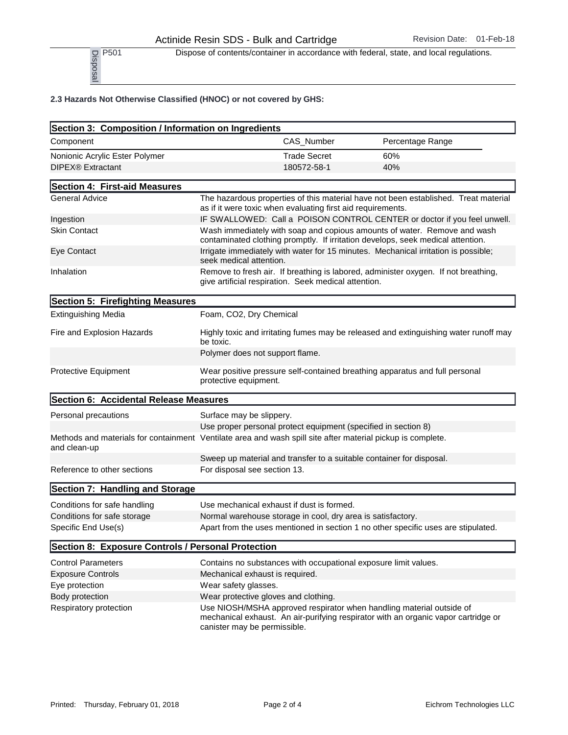| Disposal | | |
|---|---|---|
| | P501 | Dispose of contents/container in accordance with federal, state, and local regulations. |

**2.3 Hazards Not Otherwise Classified (HNOC) or not covered by GHS:**

## Section 3: Composition / Information on Ingredients

| Component | CAS_Number | Percentage Range |
|---|---|---|
| Nonionic Acrylic Ester Polymer | Trade Secret | 60% |
| DIPEX® Extractant | 180572-58-1 | 40% |

## Section 4: First-aid Measures

| | |
|---|---|
| General Advice | The hazardous properties of this material have not been established. Treat material as if it were toxic when evaluating first aid requirements. |
| Ingestion | IF SWALLOWED: Call a POISON CONTROL CENTER or doctor if you feel unwell. |
| Skin Contact | Wash immediately with soap and copious amounts of water. Remove and wash contaminated clothing promptly. If irritation develops, seek medical attention. |
| Eye Contact | Irrigate immediately with water for 15 minutes. Mechanical irritation is possible; seek medical attention. |
| Inhalation | Remove to fresh air. If breathing is labored, administer oxygen. If not breathing, give artificial respiration. Seek medical attention. |

## Section 5: Firefighting Measures

| | |
|---|---|
| Extinguishing Media | Foam, $CO_2$, Dry Chemical |
| Fire and Explosion Hazards | Highly toxic and irritating fumes may be released and extinguishing water runoff may be toxic. |
| | Polymer does not support flame. |
| Protective Equipment | Wear positive pressure self-contained breathing apparatus and full personal protective equipment. |

## Section 6: Accidental Release Measures

| | |
|---|---|
| Personal precautions | Surface may be slippery. |
| | Use proper personal protect equipment (specified in section 8) |
| Methods and materials for containment and clean-up | Ventilate area and wash spill site after material pickup is complete. |
| | Sweep up material and transfer to a suitable container for disposal. |
| Reference to other sections | For disposal see section 13. |

## Section 7: Handling and Storage

| | |
|---|---|
| Conditions for safe handling | Use mechanical exhaust if dust is formed. |
| Conditions for safe storage | Normal warehouse storage in cool, dry area is satisfactory. |
| Specific End Use(s) | Apart from the uses mentioned in section 1 no other specific uses are stipulated. |

## Section 8: Exposure Controls / Personal Protection

| | |
|---|---|
| Control Parameters | Contains no substances with occupational exposure limit values. |
| Exposure Controls | Mechanical exhaust is required. |
| Eye protection | Wear safety glasses. |
| Body protection | Wear protective gloves and clothing. |
| Respiratory protection | Use NIOSH/MSHA approved respirator when handling material outside of mechanical exhaust. An air-purifying respirator with an organic vapor cartridge or canister may be permissible. |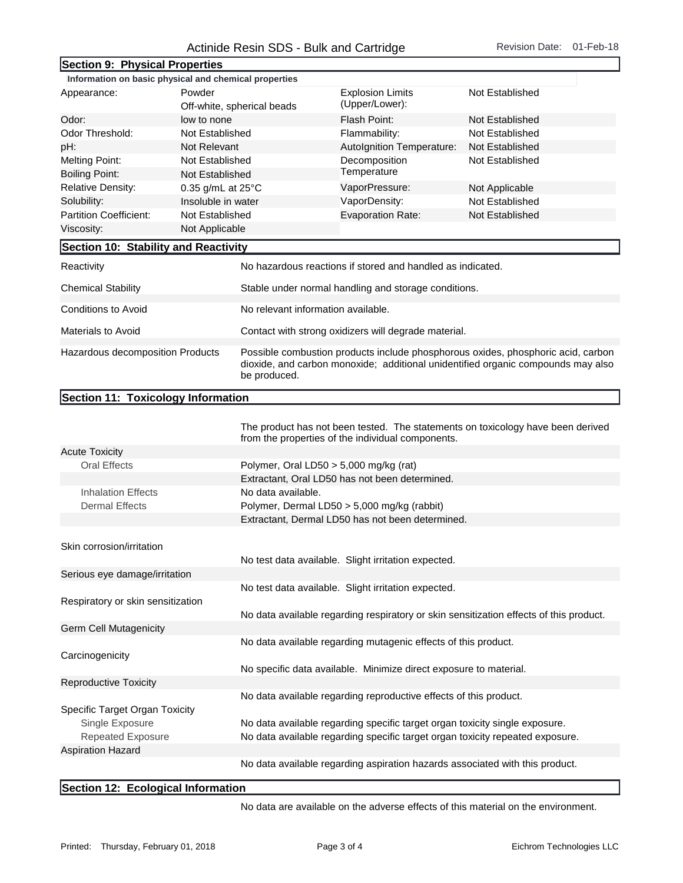## Section 9: Physical Properties

**Information on basic physical and chemical properties**

| | | | |
|---|---|---|---|
| Appearance: | Powder<br>Off-white, spherical beads | Explosion Limits (Upper/Lower): | Not Established |
| Odor: | low to none | Flash Point: | Not Established |
| Odor Threshold: | Not Established | Flammability: | Not Established |
| pH: | Not Relevant | AutoIgnition Temperature: | Not Established |
| Melting Point: | Not Established | Decomposition Temperature | Not Established |
| Boiling Point: | Not Established | | |
| Relative Density: | 0.35 g/mL at 25°C | VaporPressure: | Not Applicable |
| Solubility: | Insoluble in water | VaporDensity: | Not Established |
| Partition Coefficient: | Not Established | Evaporation Rate: | Not Established |
| Viscosity: | Not Applicable | | |

## Section 10: Stability and Reactivity

| | |
|---|---|
| Reactivity | No hazardous reactions if stored and handled as indicated. |
| Chemical Stability | Stable under normal handling and storage conditions. |
| Conditions to Avoid | No relevant information available. |
| Materials to Avoid | Contact with strong oxidizers will degrade material. |
| Hazardous decomposition Products | Possible combustion products include phosphorous oxides, phosphoric acid, carbon dioxide, and carbon monoxide; additional unidentified organic compounds may also be produced. |

## Section 11: Toxicology Information

The product has not been tested. The statements on toxicology have been derived from the properties of the individual components.

| | |
|---|---|
| **Acute Toxicity** | |
| Oral Effects | Polymer, Oral LD50 > 5,000 mg/kg (rat) |
| | Extractant, Oral LD50 has not been determined. |
| Inhalation Effects | No data available. |
| Dermal Effects | Polymer, Dermal LD50 > 5,000 mg/kg (rabbit) |
| | Extractant, Dermal LD50 has not been determined. |
| Skin corrosion/irritation | No test data available. Slight irritation expected. |
| Serious eye damage/irritation | No test data available. Slight irritation expected. |
| Respiratory or skin sensitization | No data available regarding respiratory or skin sensitization effects of this product. |
| Germ Cell Mutagenicity | No data available regarding mutagenic effects of this product. |
| Carcinogenicity | No specific data available. Minimize direct exposure to material. |
| Reproductive Toxicity | No data available regarding reproductive effects of this product. |
| **Specific Target Organ Toxicity** | |
| Single Exposure | No data available regarding specific target organ toxicity single exposure. |
| Repeated Exposure | No data available regarding specific target organ toxicity repeated exposure. |
| Aspiration Hazard | No data available regarding aspiration hazards associated with this product. |

## Section 12: Ecological Information

No data are available on the adverse effects of this material on the environment.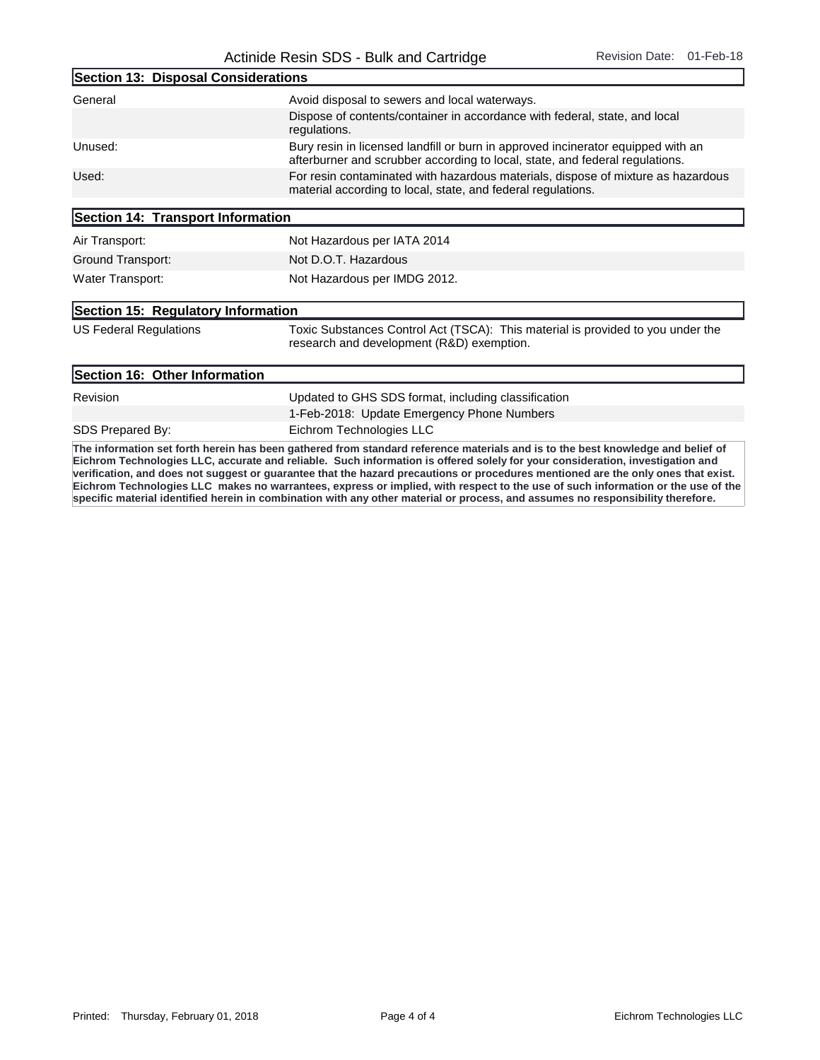## Section 13: Disposal Considerations

| | |
|---|---|
| General | Avoid disposal to sewers and local waterways. |
| | Dispose of contents/container in accordance with federal, state, and local regulations. |
| Unused: | Bury resin in licensed landfill or burn in approved incinerator equipped with an afterburner and scrubber according to local, state, and federal regulations. |
| Used: | For resin contaminated with hazardous materials, dispose of mixture as hazardous material according to local, state, and federal regulations. |

## Section 14: Transport Information

| | |
|---|---|
| Air Transport: | Not Hazardous per IATA 2014 |
| Ground Transport: | Not D.O.T. Hazardous |
| Water Transport: | Not Hazardous per IMDG 2012. |

## Section 15: Regulatory Information

| | |
|---|---|
| US Federal Regulations | Toxic Substances Control Act (TSCA): This material is provided to you under the research and development (R&D) exemption. |

## Section 16: Other Information

| | |
|---|---|
| Revision | Updated to GHS SDS format, including classification |
| | 1-Feb-2018: Update Emergency Phone Numbers |
| SDS Prepared By: | Eichrom Technologies LLC |

**The information set forth herein has been gathered from standard reference materials and is to the best knowledge and belief of Eichrom Technologies LLC, accurate and reliable. Such information is offered solely for your consideration, investigation and verification, and does not suggest or guarantee that the hazard precautions or procedures mentioned are the only ones that exist. Eichrom Technologies LLC makes no warrantees, express or implied, with respect to the use of such information or the use of the specific material identified herein in combination with any other material or process, and assumes no responsibility therefore.**